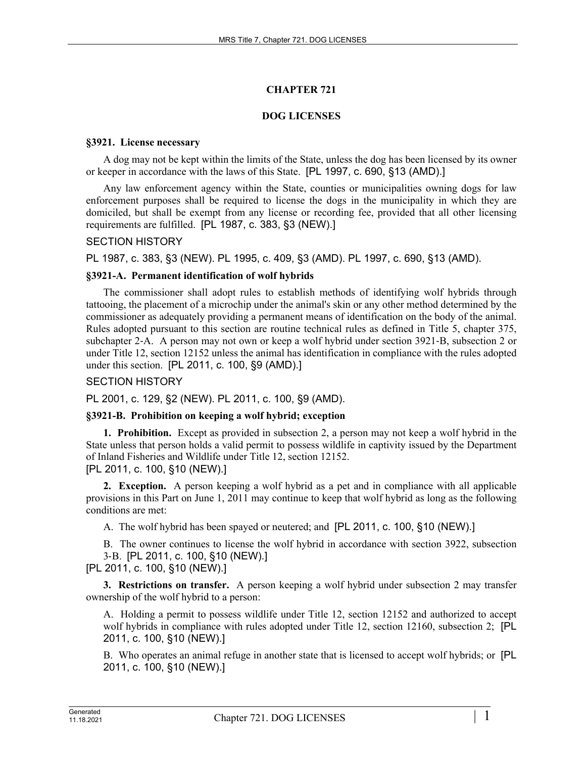# CHAPTER 721

# DOG LICENSES

### §3921. License necessary

A dog may not be kept within the limits of the State, unless the dog has been licensed by its owner or keeper in accordance with the laws of this State. [PL 1997, c. 690, §13 (AMD).]

Any law enforcement agency within the State, counties or municipalities owning dogs for law enforcement purposes shall be required to license the dogs in the municipality in which they are domiciled, but shall be exempt from any license or recording fee, provided that all other licensing requirements are fulfilled. [PL 1987, c. 383, §3 (NEW).]

SECTION HISTORY

PL 1987, c. 383, §3 (NEW). PL 1995, c. 409, §3 (AMD). PL 1997, c. 690, §13 (AMD).

### §3921-A. Permanent identification of wolf hybrids

The commissioner shall adopt rules to establish methods of identifying wolf hybrids through tattooing, the placement of a microchip under the animal's skin or any other method determined by the commissioner as adequately providing a permanent means of identification on the body of the animal. Rules adopted pursuant to this section are routine technical rules as defined in Title 5, chapter 375, subchapter 2-A. A person may not own or keep a wolf hybrid under section 3921-B, subsection 2 or under Title 12, section 12152 unless the animal has identification in compliance with the rules adopted under this section. [PL 2011, c. 100, §9 (AMD).]

SECTION HISTORY

PL 2001, c. 129, §2 (NEW). PL 2011, c. 100, §9 (AMD).

### §3921-B. Prohibition on keeping a wolf hybrid; exception

**1. Prohibition.** Except as provided in subsection 2, a person may not keep a wolf hybrid in the State unless that person holds a valid permit to possess wildlife in captivity issued by the Department of Inland Fisheries and Wildlife under Title 12, section 12152.
[PL 2011, c. 100, §10 (NEW).]

**2. Exception.** A person keeping a wolf hybrid as a pet and in compliance with all applicable provisions in this Part on June 1, 2011 may continue to keep that wolf hybrid as long as the following conditions are met:

A. The wolf hybrid has been spayed or neutered; and [PL 2011, c. 100, §10 (NEW).]

B. The owner continues to license the wolf hybrid in accordance with section 3922, subsection 3-B. [PL 2011, c. 100, §10 (NEW).]

[PL 2011, c. 100, §10 (NEW).]

**3. Restrictions on transfer.** A person keeping a wolf hybrid under subsection 2 may transfer ownership of the wolf hybrid to a person:

A. Holding a permit to possess wildlife under Title 12, section 12152 and authorized to accept wolf hybrids in compliance with rules adopted under Title 12, section 12160, subsection 2; [PL 2011, c. 100, §10 (NEW).]

B. Who operates an animal refuge in another state that is licensed to accept wolf hybrids; or [PL 2011, c. 100, §10 (NEW).]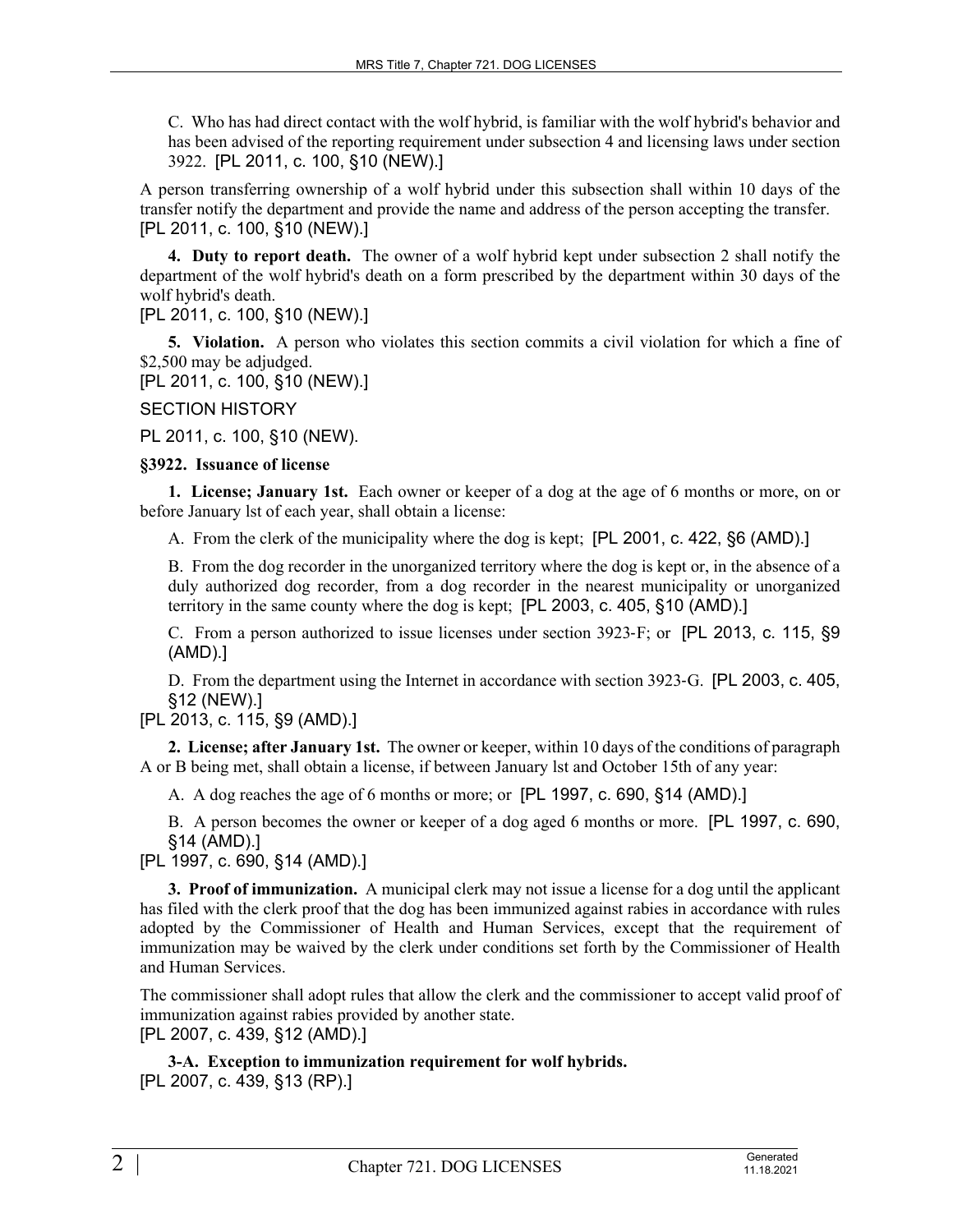C. Who has had direct contact with the wolf hybrid, is familiar with the wolf hybrid's behavior and has been advised of the reporting requirement under subsection 4 and licensing laws under section 3922. [PL 2011, c. 100, §10 (NEW).]

A person transferring ownership of a wolf hybrid under this subsection shall within 10 days of the transfer notify the department and provide the name and address of the person accepting the transfer. [PL 2011, c. 100, §10 (NEW).]

**4. Duty to report death.** The owner of a wolf hybrid kept under subsection 2 shall notify the department of the wolf hybrid's death on a form prescribed by the department within 30 days of the wolf hybrid's death.
[PL 2011, c. 100, §10 (NEW).]

**5. Violation.** A person who violates this section commits a civil violation for which a fine of $2,500 may be adjudged.
[PL 2011, c. 100, §10 (NEW).]

SECTION HISTORY

PL 2011, c. 100, §10 (NEW).

**§3922. Issuance of license**

**1. License; January 1st.** Each owner or keeper of a dog at the age of 6 months or more, on or before January lst of each year, shall obtain a license:

A. From the clerk of the municipality where the dog is kept; [PL 2001, c. 422, §6 (AMD).]

B. From the dog recorder in the unorganized territory where the dog is kept or, in the absence of a duly authorized dog recorder, from a dog recorder in the nearest municipality or unorganized territory in the same county where the dog is kept; [PL 2003, c. 405, §10 (AMD).]

C. From a person authorized to issue licenses under section 3923-F; or [PL 2013, c. 115, §9 (AMD).]

D. From the department using the Internet in accordance with section 3923-G. [PL 2003, c. 405, §12 (NEW).]

[PL 2013, c. 115, §9 (AMD).]

**2. License; after January 1st.** The owner or keeper, within 10 days of the conditions of paragraph A or B being met, shall obtain a license, if between January lst and October 15th of any year:

A. A dog reaches the age of 6 months or more; or [PL 1997, c. 690, §14 (AMD).]

B. A person becomes the owner or keeper of a dog aged 6 months or more. [PL 1997, c. 690, §14 (AMD).]

[PL 1997, c. 690, §14 (AMD).]

**3. Proof of immunization.** A municipal clerk may not issue a license for a dog until the applicant has filed with the clerk proof that the dog has been immunized against rabies in accordance with rules adopted by the Commissioner of Health and Human Services, except that the requirement of immunization may be waived by the clerk under conditions set forth by the Commissioner of Health and Human Services.

The commissioner shall adopt rules that allow the clerk and the commissioner to accept valid proof of immunization against rabies provided by another state.
[PL 2007, c. 439, §12 (AMD).]

**3-A. Exception to immunization requirement for wolf hybrids.**
[PL 2007, c. 439, §13 (RP).]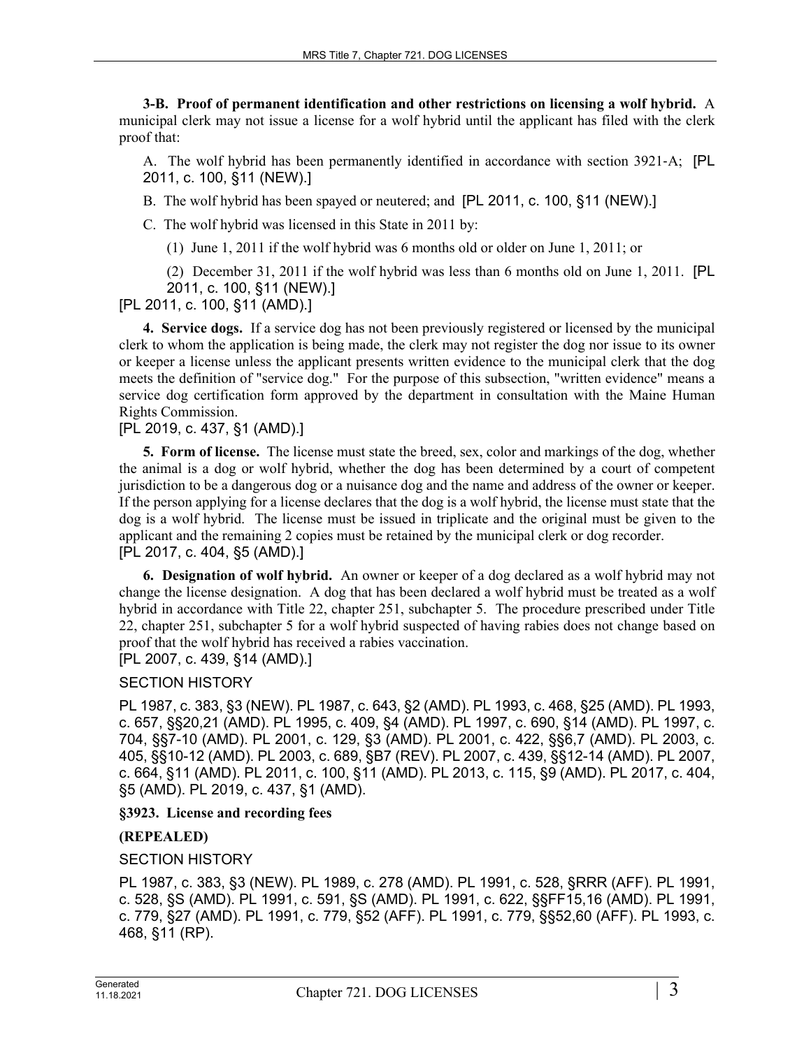**3-B. Proof of permanent identification and other restrictions on licensing a wolf hybrid.** A municipal clerk may not issue a license for a wolf hybrid until the applicant has filed with the clerk proof that:

A. The wolf hybrid has been permanently identified in accordance with section 3921-A; [PL 2011, c. 100, §11 (NEW).]

B. The wolf hybrid has been spayed or neutered; and [PL 2011, c. 100, §11 (NEW).]

C. The wolf hybrid was licensed in this State in 2011 by:

(1) June 1, 2011 if the wolf hybrid was 6 months old or older on June 1, 2011; or

(2) December 31, 2011 if the wolf hybrid was less than 6 months old on June 1, 2011. [PL 2011, c. 100, §11 (NEW).]

[PL 2011, c. 100, §11 (AMD).]

**4. Service dogs.** If a service dog has not been previously registered or licensed by the municipal clerk to whom the application is being made, the clerk may not register the dog nor issue to its owner or keeper a license unless the applicant presents written evidence to the municipal clerk that the dog meets the definition of "service dog." For the purpose of this subsection, "written evidence" means a service dog certification form approved by the department in consultation with the Maine Human Rights Commission.

[PL 2019, c. 437, §1 (AMD).]

**5. Form of license.** The license must state the breed, sex, color and markings of the dog, whether the animal is a dog or wolf hybrid, whether the dog has been determined by a court of competent jurisdiction to be a dangerous dog or a nuisance dog and the name and address of the owner or keeper. If the person applying for a license declares that the dog is a wolf hybrid, the license must state that the dog is a wolf hybrid. The license must be issued in triplicate and the original must be given to the applicant and the remaining 2 copies must be retained by the municipal clerk or dog recorder.

[PL 2017, c. 404, §5 (AMD).]

**6. Designation of wolf hybrid.** An owner or keeper of a dog declared as a wolf hybrid may not change the license designation. A dog that has been declared a wolf hybrid must be treated as a wolf hybrid in accordance with Title 22, chapter 251, subchapter 5. The procedure prescribed under Title 22, chapter 251, subchapter 5 for a wolf hybrid suspected of having rabies does not change based on proof that the wolf hybrid has received a rabies vaccination.

[PL 2007, c. 439, §14 (AMD).]

SECTION HISTORY

PL 1987, c. 383, §3 (NEW). PL 1987, c. 643, §2 (AMD). PL 1993, c. 468, §25 (AMD). PL 1993, c. 657, §§20,21 (AMD). PL 1995, c. 409, §4 (AMD). PL 1997, c. 690, §14 (AMD). PL 1997, c. 704, §§7-10 (AMD). PL 2001, c. 129, §3 (AMD). PL 2001, c. 422, §§6,7 (AMD). PL 2003, c. 405, §§10-12 (AMD). PL 2003, c. 689, §B7 (REV). PL 2007, c. 439, §§12-14 (AMD). PL 2007, c. 664, §11 (AMD). PL 2011, c. 100, §11 (AMD). PL 2013, c. 115, §9 (AMD). PL 2017, c. 404, §5 (AMD). PL 2019, c. 437, §1 (AMD).

**§3923. License and recording fees**

**(REPEALED)**

SECTION HISTORY

PL 1987, c. 383, §3 (NEW). PL 1989, c. 278 (AMD). PL 1991, c. 528, §RRR (AFF). PL 1991, c. 528, §S (AMD). PL 1991, c. 591, §S (AMD). PL 1991, c. 622, §§FF15,16 (AMD). PL 1991, c. 779, §27 (AMD). PL 1991, c. 779, §52 (AFF). PL 1991, c. 779, §§52,60 (AFF). PL 1993, c. 468, §11 (RP).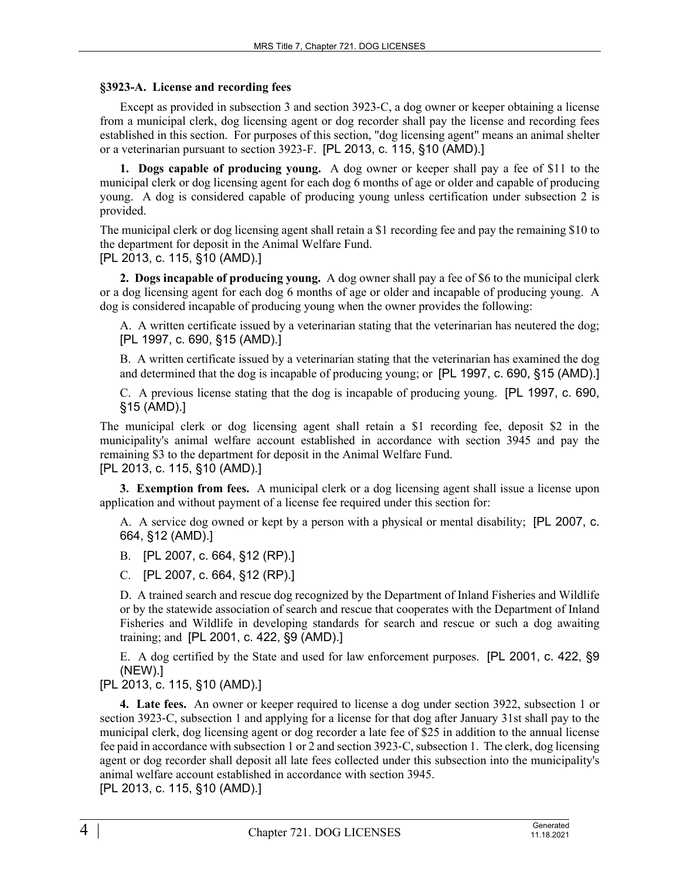**§3923-A. License and recording fees**

Except as provided in subsection 3 and section 3923-C, a dog owner or keeper obtaining a license from a municipal clerk, dog licensing agent or dog recorder shall pay the license and recording fees established in this section. For purposes of this section, "dog licensing agent" means an animal shelter or a veterinarian pursuant to section 3923-F. [PL 2013, c. 115, §10 (AMD).]

**1. Dogs capable of producing young.** A dog owner or keeper shall pay a fee of $11 to the municipal clerk or dog licensing agent for each dog 6 months of age or older and capable of producing young. A dog is considered capable of producing young unless certification under subsection 2 is provided.

The municipal clerk or dog licensing agent shall retain a $1 recording fee and pay the remaining $10 to the department for deposit in the Animal Welfare Fund.
[PL 2013, c. 115, §10 (AMD).]

**2. Dogs incapable of producing young.** A dog owner shall pay a fee of $6 to the municipal clerk or a dog licensing agent for each dog 6 months of age or older and incapable of producing young. A dog is considered incapable of producing young when the owner provides the following:

A. A written certificate issued by a veterinarian stating that the veterinarian has neutered the dog; [PL 1997, c. 690, §15 (AMD).]

B. A written certificate issued by a veterinarian stating that the veterinarian has examined the dog and determined that the dog is incapable of producing young; or [PL 1997, c. 690, §15 (AMD).]

C. A previous license stating that the dog is incapable of producing young. [PL 1997, c. 690, §15 (AMD).]

The municipal clerk or dog licensing agent shall retain a $1 recording fee, deposit $2 in the municipality's animal welfare account established in accordance with section 3945 and pay the remaining $3 to the department for deposit in the Animal Welfare Fund.
[PL 2013, c. 115, §10 (AMD).]

**3. Exemption from fees.** A municipal clerk or a dog licensing agent shall issue a license upon application and without payment of a license fee required under this section for:

A. A service dog owned or kept by a person with a physical or mental disability; [PL 2007, c. 664, §12 (AMD).]

B. [PL 2007, c. 664, §12 (RP).]

C. [PL 2007, c. 664, §12 (RP).]

D. A trained search and rescue dog recognized by the Department of Inland Fisheries and Wildlife or by the statewide association of search and rescue that cooperates with the Department of Inland Fisheries and Wildlife in developing standards for search and rescue or such a dog awaiting training; and [PL 2001, c. 422, §9 (AMD).]

E. A dog certified by the State and used for law enforcement purposes. [PL 2001, c. 422, §9 (NEW).]

[PL 2013, c. 115, §10 (AMD).]

**4. Late fees.** An owner or keeper required to license a dog under section 3922, subsection 1 or section 3923-C, subsection 1 and applying for a license for that dog after January 31st shall pay to the municipal clerk, dog licensing agent or dog recorder a late fee of $25 in addition to the annual license fee paid in accordance with subsection 1 or 2 and section 3923-C, subsection 1. The clerk, dog licensing agent or dog recorder shall deposit all late fees collected under this subsection into the municipality's animal welfare account established in accordance with section 3945.
[PL 2013, c. 115, §10 (AMD).]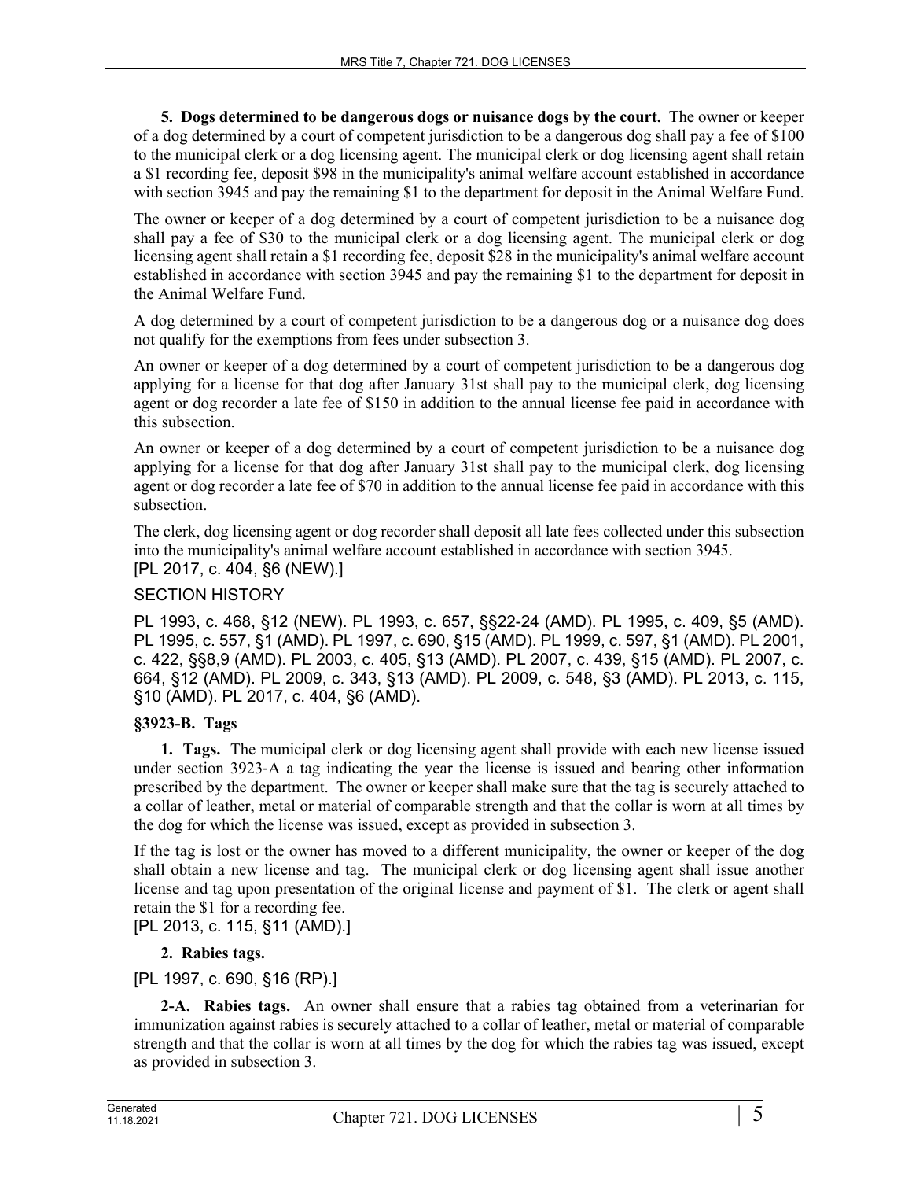**5. Dogs determined to be dangerous dogs or nuisance dogs by the court.** The owner or keeper of a dog determined by a court of competent jurisdiction to be a dangerous dog shall pay a fee of $100 to the municipal clerk or a dog licensing agent. The municipal clerk or dog licensing agent shall retain a $1 recording fee, deposit $98 in the municipality's animal welfare account established in accordance with section 3945 and pay the remaining $1 to the department for deposit in the Animal Welfare Fund.

The owner or keeper of a dog determined by a court of competent jurisdiction to be a nuisance dog shall pay a fee of $30 to the municipal clerk or a dog licensing agent. The municipal clerk or dog licensing agent shall retain a $1 recording fee, deposit $28 in the municipality's animal welfare account established in accordance with section 3945 and pay the remaining $1 to the department for deposit in the Animal Welfare Fund.

A dog determined by a court of competent jurisdiction to be a dangerous dog or a nuisance dog does not qualify for the exemptions from fees under subsection 3.

An owner or keeper of a dog determined by a court of competent jurisdiction to be a dangerous dog applying for a license for that dog after January 31st shall pay to the municipal clerk, dog licensing agent or dog recorder a late fee of $150 in addition to the annual license fee paid in accordance with this subsection.

An owner or keeper of a dog determined by a court of competent jurisdiction to be a nuisance dog applying for a license for that dog after January 31st shall pay to the municipal clerk, dog licensing agent or dog recorder a late fee of $70 in addition to the annual license fee paid in accordance with this subsection.

The clerk, dog licensing agent or dog recorder shall deposit all late fees collected under this subsection into the municipality's animal welfare account established in accordance with section 3945.
[PL 2017, c. 404, §6 (NEW).]

SECTION HISTORY

PL 1993, c. 468, §12 (NEW). PL 1993, c. 657, §§22-24 (AMD). PL 1995, c. 409, §5 (AMD). PL 1995, c. 557, §1 (AMD). PL 1997, c. 690, §15 (AMD). PL 1999, c. 597, §1 (AMD). PL 2001, c. 422, §§8,9 (AMD). PL 2003, c. 405, §13 (AMD). PL 2007, c. 439, §15 (AMD). PL 2007, c. 664, §12 (AMD). PL 2009, c. 343, §13 (AMD). PL 2009, c. 548, §3 (AMD). PL 2013, c. 115, §10 (AMD). PL 2017, c. 404, §6 (AMD).

### §3923-B. Tags

**1. Tags.** The municipal clerk or dog licensing agent shall provide with each new license issued under section 3923-A a tag indicating the year the license is issued and bearing other information prescribed by the department. The owner or keeper shall make sure that the tag is securely attached to a collar of leather, metal or material of comparable strength and that the collar is worn at all times by the dog for which the license was issued, except as provided in subsection 3.

If the tag is lost or the owner has moved to a different municipality, the owner or keeper of the dog shall obtain a new license and tag. The municipal clerk or dog licensing agent shall issue another license and tag upon presentation of the original license and payment of $1. The clerk or agent shall retain the $1 for a recording fee.
[PL 2013, c. 115, §11 (AMD).]

**2. Rabies tags.**

[PL 1997, c. 690, §16 (RP).]

**2-A. Rabies tags.** An owner shall ensure that a rabies tag obtained from a veterinarian for immunization against rabies is securely attached to a collar of leather, metal or material of comparable strength and that the collar is worn at all times by the dog for which the rabies tag was issued, except as provided in subsection 3.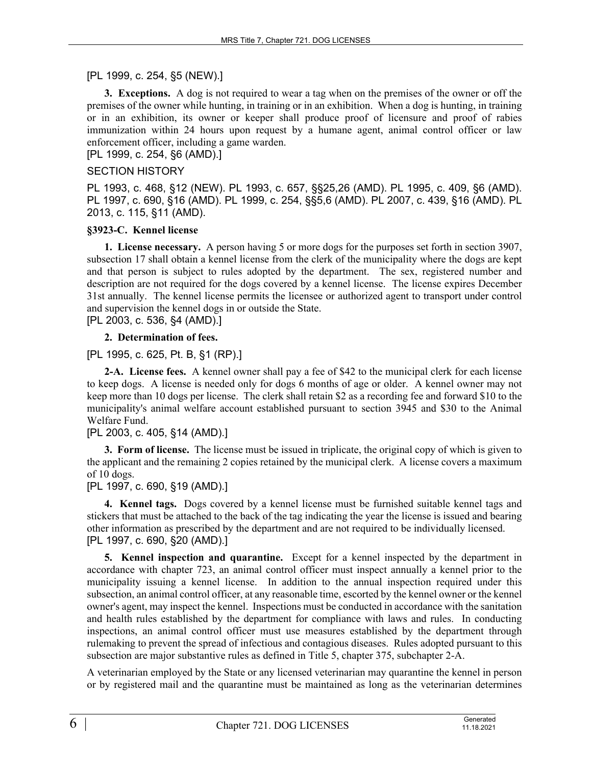[PL 1999, c. 254, §5 (NEW).]

**3. Exceptions.** A dog is not required to wear a tag when on the premises of the owner or off the premises of the owner while hunting, in training or in an exhibition. When a dog is hunting, in training or in an exhibition, its owner or keeper shall produce proof of licensure and proof of rabies immunization within 24 hours upon request by a humane agent, animal control officer or law enforcement officer, including a game warden.

[PL 1999, c. 254, §6 (AMD).]

SECTION HISTORY

PL 1993, c. 468, §12 (NEW). PL 1993, c. 657, §§25,26 (AMD). PL 1995, c. 409, §6 (AMD). PL 1997, c. 690, §16 (AMD). PL 1999, c. 254, §§5,6 (AMD). PL 2007, c. 439, §16 (AMD). PL 2013, c. 115, §11 (AMD).

**§3923-C. Kennel license**

**1. License necessary.** A person having 5 or more dogs for the purposes set forth in section 3907, subsection 17 shall obtain a kennel license from the clerk of the municipality where the dogs are kept and that person is subject to rules adopted by the department. The sex, registered number and description are not required for the dogs covered by a kennel license. The license expires December 31st annually. The kennel license permits the licensee or authorized agent to transport under control and supervision the kennel dogs in or outside the State.

[PL 2003, c. 536, §4 (AMD).]

**2. Determination of fees.**

[PL 1995, c. 625, Pt. B, §1 (RP).]

**2-A. License fees.** A kennel owner shall pay a fee of $42 to the municipal clerk for each license to keep dogs. A license is needed only for dogs 6 months of age or older. A kennel owner may not keep more than 10 dogs per license. The clerk shall retain $2 as a recording fee and forward $10 to the municipality's animal welfare account established pursuant to section 3945 and $30 to the Animal Welfare Fund.

[PL 2003, c. 405, §14 (AMD).]

**3. Form of license.** The license must be issued in triplicate, the original copy of which is given to the applicant and the remaining 2 copies retained by the municipal clerk. A license covers a maximum of 10 dogs.

[PL 1997, c. 690, §19 (AMD).]

**4. Kennel tags.** Dogs covered by a kennel license must be furnished suitable kennel tags and stickers that must be attached to the back of the tag indicating the year the license is issued and bearing other information as prescribed by the department and are not required to be individually licensed.

[PL 1997, c. 690, §20 (AMD).]

**5. Kennel inspection and quarantine.** Except for a kennel inspected by the department in accordance with chapter 723, an animal control officer must inspect annually a kennel prior to the municipality issuing a kennel license. In addition to the annual inspection required under this subsection, an animal control officer, at any reasonable time, escorted by the kennel owner or the kennel owner's agent, may inspect the kennel. Inspections must be conducted in accordance with the sanitation and health rules established by the department for compliance with laws and rules. In conducting inspections, an animal control officer must use measures established by the department through rulemaking to prevent the spread of infectious and contagious diseases. Rules adopted pursuant to this subsection are major substantive rules as defined in Title 5, chapter 375, subchapter 2-A.

A veterinarian employed by the State or any licensed veterinarian may quarantine the kennel in person or by registered mail and the quarantine must be maintained as long as the veterinarian determines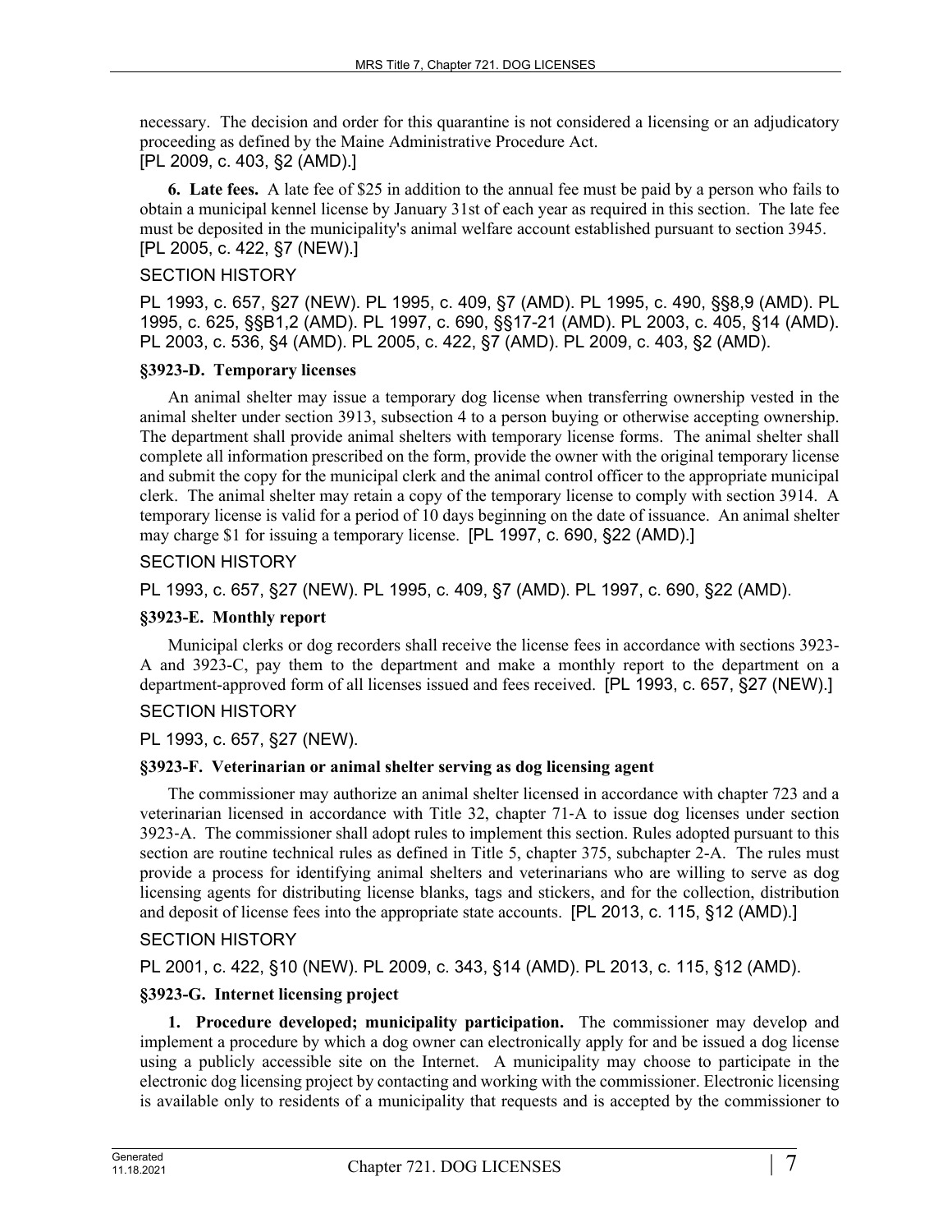necessary. The decision and order for this quarantine is not considered a licensing or an adjudicatory proceeding as defined by the Maine Administrative Procedure Act.
[PL 2009, c. 403, §2 (AMD).]

**6. Late fees.** A late fee of $25 in addition to the annual fee must be paid by a person who fails to obtain a municipal kennel license by January 31st of each year as required in this section. The late fee must be deposited in the municipality's animal welfare account established pursuant to section 3945.
[PL 2005, c. 422, §7 (NEW).]

SECTION HISTORY

PL 1993, c. 657, §27 (NEW). PL 1995, c. 409, §7 (AMD). PL 1995, c. 490, §§8,9 (AMD). PL 1995, c. 625, §§B1,2 (AMD). PL 1997, c. 690, §§17-21 (AMD). PL 2003, c. 405, §14 (AMD). PL 2003, c. 536, §4 (AMD). PL 2005, c. 422, §7 (AMD). PL 2009, c. 403, §2 (AMD).

### §3923-D. Temporary licenses

An animal shelter may issue a temporary dog license when transferring ownership vested in the animal shelter under section 3913, subsection 4 to a person buying or otherwise accepting ownership. The department shall provide animal shelters with temporary license forms. The animal shelter shall complete all information prescribed on the form, provide the owner with the original temporary license and submit the copy for the municipal clerk and the animal control officer to the appropriate municipal clerk. The animal shelter may retain a copy of the temporary license to comply with section 3914. A temporary license is valid for a period of 10 days beginning on the date of issuance. An animal shelter may charge $1 for issuing a temporary license. [PL 1997, c. 690, §22 (AMD).]

SECTION HISTORY

PL 1993, c. 657, §27 (NEW). PL 1995, c. 409, §7 (AMD). PL 1997, c. 690, §22 (AMD).

### §3923-E. Monthly report

Municipal clerks or dog recorders shall receive the license fees in accordance with sections 3923-A and 3923-C, pay them to the department and make a monthly report to the department on a department-approved form of all licenses issued and fees received. [PL 1993, c. 657, §27 (NEW).]

SECTION HISTORY

PL 1993, c. 657, §27 (NEW).

### §3923-F. Veterinarian or animal shelter serving as dog licensing agent

The commissioner may authorize an animal shelter licensed in accordance with chapter 723 and a veterinarian licensed in accordance with Title 32, chapter 71-A to issue dog licenses under section 3923-A. The commissioner shall adopt rules to implement this section. Rules adopted pursuant to this section are routine technical rules as defined in Title 5, chapter 375, subchapter 2-A. The rules must provide a process for identifying animal shelters and veterinarians who are willing to serve as dog licensing agents for distributing license blanks, tags and stickers, and for the collection, distribution and deposit of license fees into the appropriate state accounts. [PL 2013, c. 115, §12 (AMD).]

SECTION HISTORY

PL 2001, c. 422, §10 (NEW). PL 2009, c. 343, §14 (AMD). PL 2013, c. 115, §12 (AMD).

### §3923-G. Internet licensing project

**1. Procedure developed; municipality participation.** The commissioner may develop and implement a procedure by which a dog owner can electronically apply for and be issued a dog license using a publicly accessible site on the Internet. A municipality may choose to participate in the electronic dog licensing project by contacting and working with the commissioner. Electronic licensing is available only to residents of a municipality that requests and is accepted by the commissioner to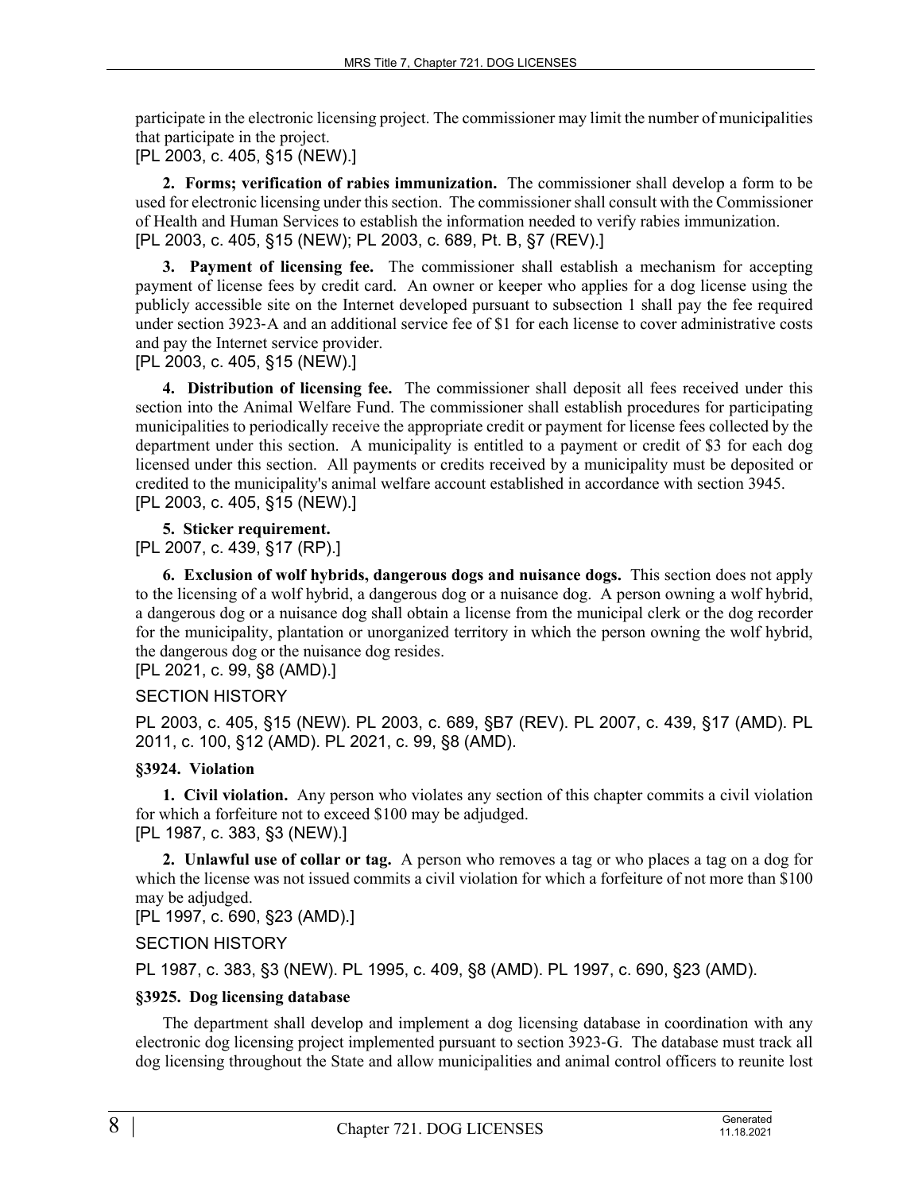participate in the electronic licensing project. The commissioner may limit the number of municipalities that participate in the project.

[PL 2003, c. 405, §15 (NEW).]

**2. Forms; verification of rabies immunization.** The commissioner shall develop a form to be used for electronic licensing under this section. The commissioner shall consult with the Commissioner of Health and Human Services to establish the information needed to verify rabies immunization.

[PL 2003, c. 405, §15 (NEW); PL 2003, c. 689, Pt. B, §7 (REV).]

**3. Payment of licensing fee.** The commissioner shall establish a mechanism for accepting payment of license fees by credit card. An owner or keeper who applies for a dog license using the publicly accessible site on the Internet developed pursuant to subsection 1 shall pay the fee required under section 3923-A and an additional service fee of $1 for each license to cover administrative costs and pay the Internet service provider.

[PL 2003, c. 405, §15 (NEW).]

**4. Distribution of licensing fee.** The commissioner shall deposit all fees received under this section into the Animal Welfare Fund. The commissioner shall establish procedures for participating municipalities to periodically receive the appropriate credit or payment for license fees collected by the department under this section. A municipality is entitled to a payment or credit of $3 for each dog licensed under this section. All payments or credits received by a municipality must be deposited or credited to the municipality's animal welfare account established in accordance with section 3945.

[PL 2003, c. 405, §15 (NEW).]

**5. Sticker requirement.**

[PL 2007, c. 439, §17 (RP).]

**6. Exclusion of wolf hybrids, dangerous dogs and nuisance dogs.** This section does not apply to the licensing of a wolf hybrid, a dangerous dog or a nuisance dog. A person owning a wolf hybrid, a dangerous dog or a nuisance dog shall obtain a license from the municipal clerk or the dog recorder for the municipality, plantation or unorganized territory in which the person owning the wolf hybrid, the dangerous dog or the nuisance dog resides.

[PL 2021, c. 99, §8 (AMD).]

SECTION HISTORY

PL 2003, c. 405, §15 (NEW). PL 2003, c. 689, §B7 (REV). PL 2007, c. 439, §17 (AMD). PL 2011, c. 100, §12 (AMD). PL 2021, c. 99, §8 (AMD).

### §3924. Violation

**1. Civil violation.** Any person who violates any section of this chapter commits a civil violation for which a forfeiture not to exceed $100 may be adjudged.

[PL 1987, c. 383, §3 (NEW).]

**2. Unlawful use of collar or tag.** A person who removes a tag or who places a tag on a dog for which the license was not issued commits a civil violation for which a forfeiture of not more than $100 may be adjudged.

[PL 1997, c. 690, §23 (AMD).]

SECTION HISTORY

PL 1987, c. 383, §3 (NEW). PL 1995, c. 409, §8 (AMD). PL 1997, c. 690, §23 (AMD).

### §3925. Dog licensing database

The department shall develop and implement a dog licensing database in coordination with any electronic dog licensing project implemented pursuant to section 3923-G. The database must track all dog licensing throughout the State and allow municipalities and animal control officers to reunite lost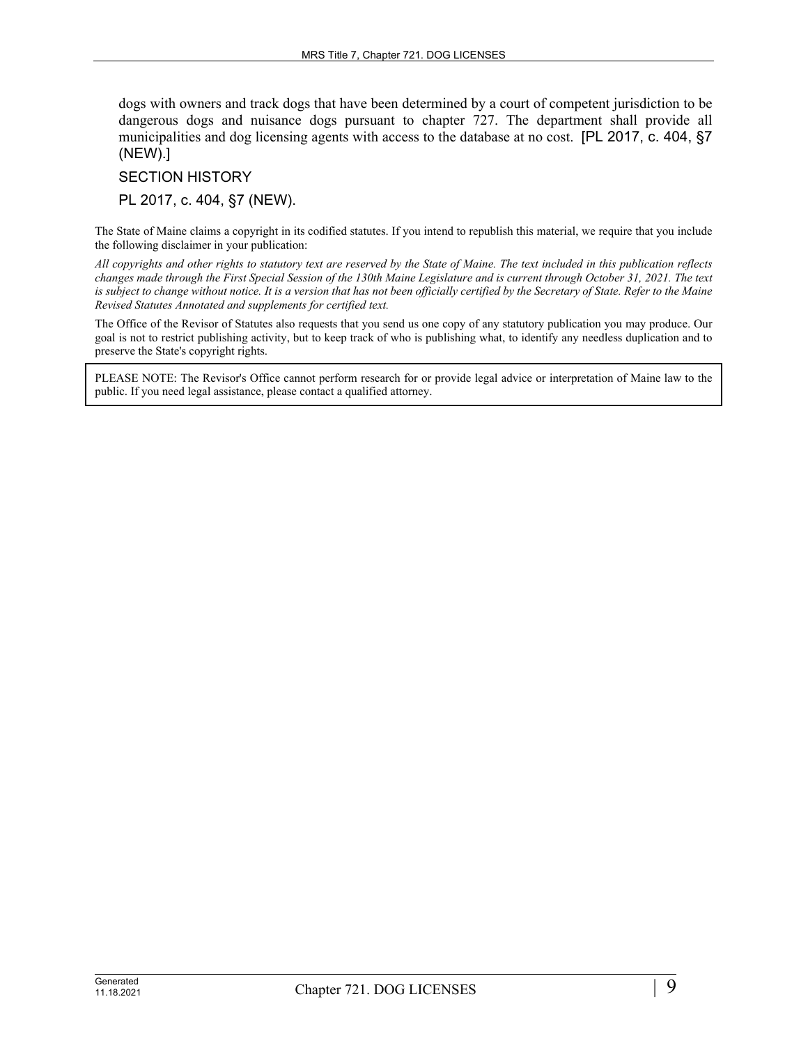dogs with owners and track dogs that have been determined by a court of competent jurisdiction to be dangerous dogs and nuisance dogs pursuant to chapter 727. The department shall provide all municipalities and dog licensing agents with access to the database at no cost. [PL 2017, c. 404, §7 (NEW).]

SECTION HISTORY

PL 2017, c. 404, §7 (NEW).

The State of Maine claims a copyright in its codified statutes. If you intend to republish this material, we require that you include the following disclaimer in your publication:

*All copyrights and other rights to statutory text are reserved by the State of Maine. The text included in this publication reflects changes made through the First Special Session of the 130th Maine Legislature and is current through October 31, 2021. The text is subject to change without notice. It is a version that has not been officially certified by the Secretary of State. Refer to the Maine Revised Statutes Annotated and supplements for certified text.*

The Office of the Revisor of Statutes also requests that you send us one copy of any statutory publication you may produce. Our goal is not to restrict publishing activity, but to keep track of who is publishing what, to identify any needless duplication and to preserve the State's copyright rights.

PLEASE NOTE: The Revisor's Office cannot perform research for or provide legal advice or interpretation of Maine law to the public. If you need legal assistance, please contact a qualified attorney.